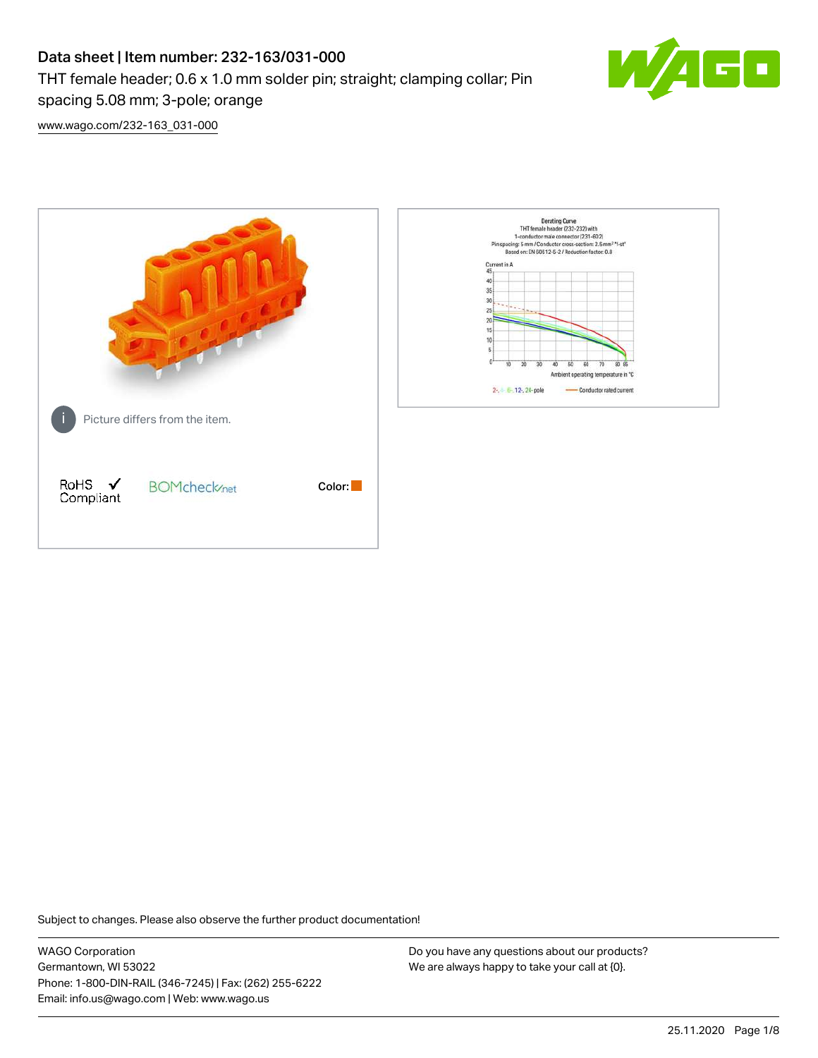# Data sheet | Item number: 232-163/031-000

THT female header; 0.6 x 1.0 mm solder pin; straight; clamping collar; Pin spacing 5.08 mm; 3-pole; orange

www.wago.com/232-163_031-000

Picture differs from the item.

RoHS Compliant

BOMcheck.net

Color:

Subject to changes. Please also observe the further product documentation!

WAGO Corporation
Germantown, WI 53022
Phone: 1-800-DIN-RAIL (346-7245) | Fax: (262) 255-6222
Email: info.us@wago.com | Web: www.wago.us

Do you have any questions about our products?
We are always happy to take your call at {0}.

25.11.2020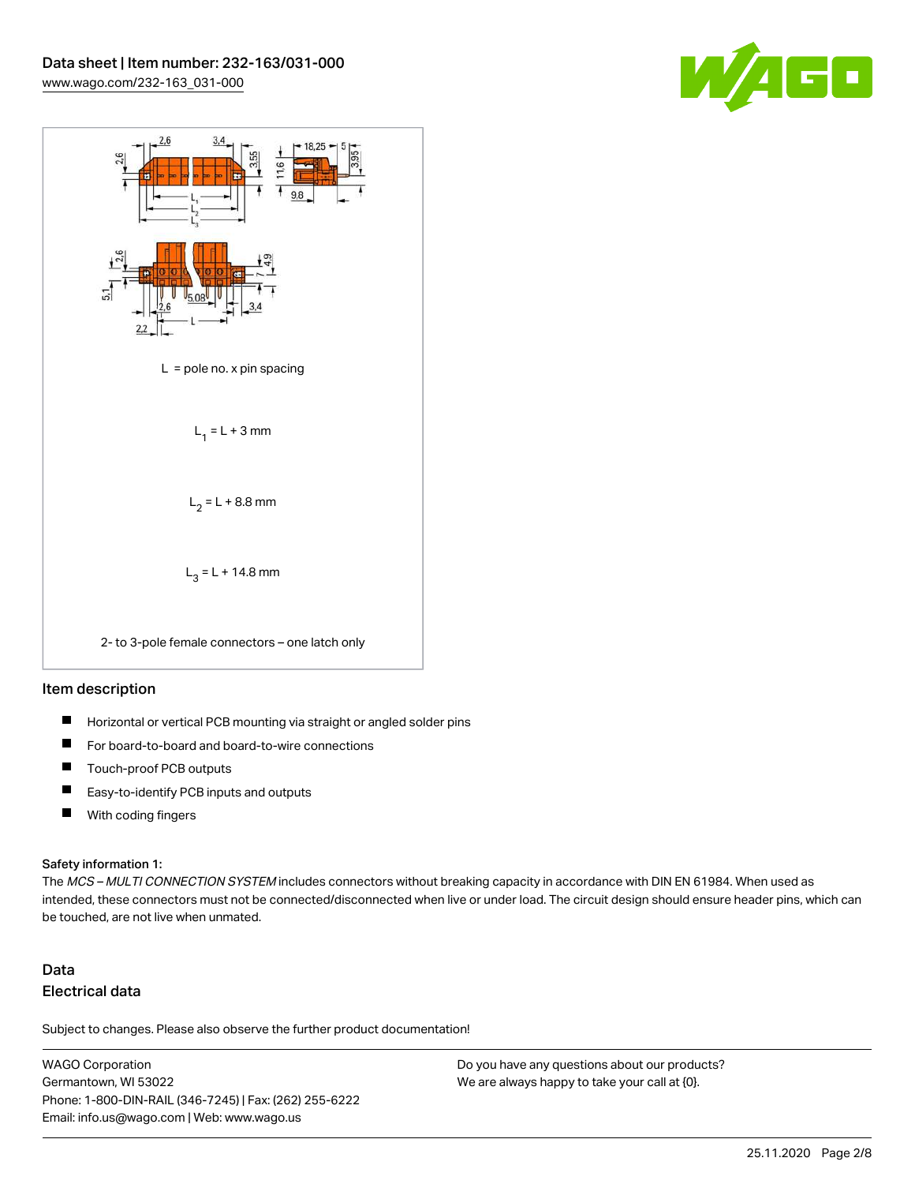L = pole no. x pin spacing

$L_1 = L + 3$ mm

$L_2 = L + 8.8$ mm

$L_3 = L + 14.8$ mm

2- to 3-pole female connectors – one latch only

## Item description

- Horizontal or vertical PCB mounting via straight or angled solder pins
- For board-to-board and board-to-wire connections
- Touch-proof PCB outputs
- Easy-to-identify PCB inputs and outputs
- With coding fingers

### Safety information 1:

The *MCS – MULTI CONNECTION SYSTEM* includes connectors without breaking capacity in accordance with DIN EN 61984. When used as intended, these connectors must not be connected/disconnected when live or under load. The circuit design should ensure header pins, which can be touched, are not live when unmated.

## Data

### Electrical data

Subject to changes. Please also observe the further product documentation!

WAGO Corporation
Germantown, WI 53022
Phone: 1-800-DIN-RAIL (346-7245) | Fax: (262) 255-6222
Email: info.us@wago.com | Web: www.wago.us

Do you have any questions about our products?
We are always happy to take your call at {0}.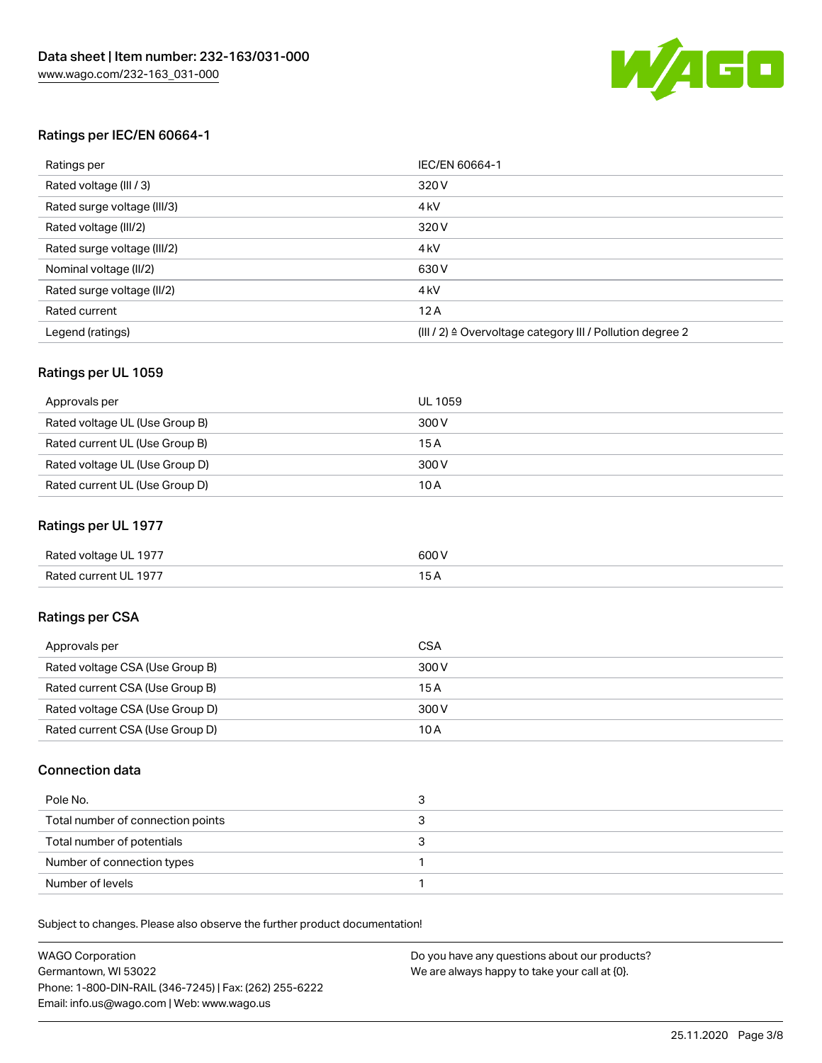## Ratings per IEC/EN 60664-1

| Ratings per | IEC/EN 60664-1 |
|---|---|
| Rated voltage (III / 3) | 320 V |
| Rated surge voltage (III/3) | 4 kV |
| Rated voltage (III/2) | 320 V |
| Rated surge voltage (III/2) | 4 kV |
| Nominal voltage (II/2) | 630 V |
| Rated surge voltage (II/2) | 4 kV |
| Rated current | 12 A |
| Legend (ratings) | (III / 2) ≙ Overvoltage category III / Pollution degree 2 |

## Ratings per UL 1059

| Approvals per | UL 1059 |
|---|---|
| Rated voltage UL (Use Group B) | 300 V |
| Rated current UL (Use Group B) | 15 A |
| Rated voltage UL (Use Group D) | 300 V |
| Rated current UL (Use Group D) | 10 A |

## Ratings per UL 1977

| Rated voltage UL 1977 | 600 V |
|---|---|
| Rated current UL 1977 | 15 A |

## Ratings per CSA

| Approvals per | CSA |
|---|---|
| Rated voltage CSA (Use Group B) | 300 V |
| Rated current CSA (Use Group B) | 15 A |
| Rated voltage CSA (Use Group D) | 300 V |
| Rated current CSA (Use Group D) | 10 A |

## Connection data

| Pole No. | 3 |
|---|---|
| Total number of connection points | 3 |
| Total number of potentials | 3 |
| Number of connection types | 1 |
| Number of levels | 1 |

Subject to changes. Please also observe the further product documentation!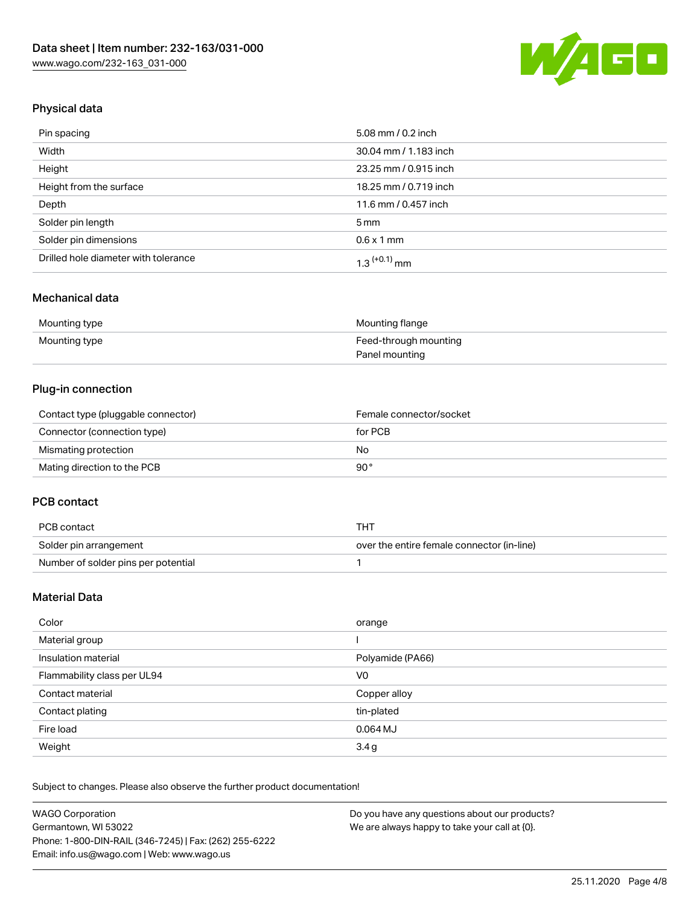## Physical data

| | |
|---|---|
| Pin spacing | 5.08 mm / 0.2 inch |
| Width | 30.04 mm / 1.183 inch |
| Height | 23.25 mm / 0.915 inch |
| Height from the surface | 18.25 mm / 0.719 inch |
| Depth | 11.6 mm / 0.457 inch |
| Solder pin length | 5 mm |
| Solder pin dimensions | 0.6 x 1 mm |
| Drilled hole diameter with tolerance | $1.3^{(+0.1)}$ mm |

## Mechanical data

| | |
|---|---|
| Mounting type | Mounting flange |
| Mounting type | Feed-through mounting<br>Panel mounting |

## Plug-in connection

| | |
|---|---|
| Contact type (pluggable connector) | Female connector/socket |
| Connector (connection type) | for PCB |
| Mismating protection | No |
| Mating direction to the PCB | 90 ° |

## PCB contact

| | |
|---|---|
| PCB contact | THT |
| Solder pin arrangement | over the entire female connector (in-line) |
| Number of solder pins per potential | 1 |

## Material Data

| | |
|---|---|
| Color | orange |
| Material group | I |
| Insulation material | Polyamide (PA66) |
| Flammability class per UL94 | V0 |
| Contact material | Copper alloy |
| Contact plating | tin-plated |
| Fire load | 0.064 MJ |
| Weight | 3.4 g |

Subject to changes. Please also observe the further product documentation!

WAGO Corporation
Germantown, WI 53022
Phone: 1-800-DIN-RAIL (346-7245) | Fax: (262) 255-6222
Email: info.us@wago.com | Web: www.wago.us

Do you have any questions about our products?
We are always happy to take your call at {0}.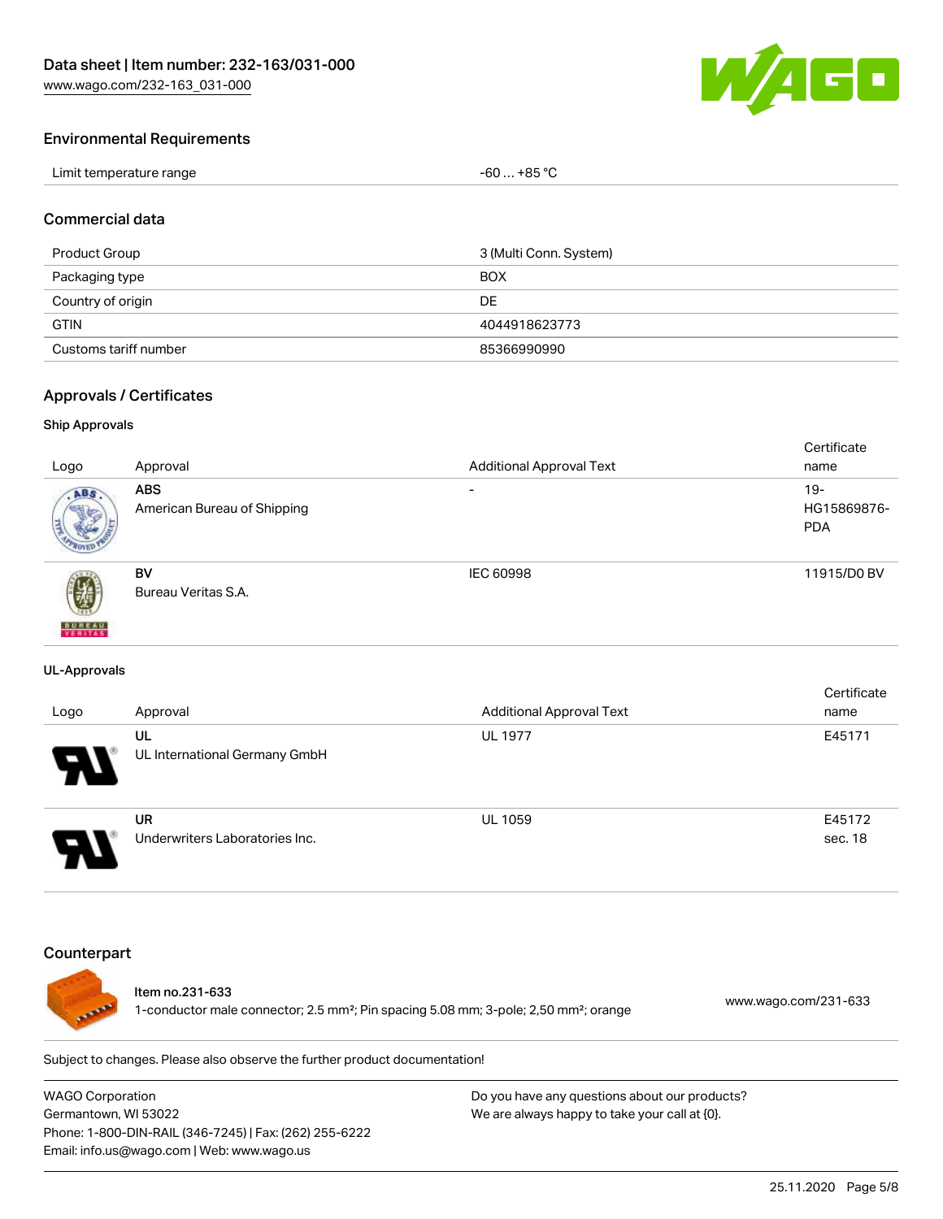## Environmental Requirements

| | |
|---|---|
| Limit temperature range | -60 … +85 °C |

## Commercial data

| | |
|---|---|
| Product Group | 3 (Multi Conn. System) |
| Packaging type | BOX |
| Country of origin | DE |
| GTIN | 4044918623773 |
| Customs tariff number | 85366990990 |

## Approvals / Certificates

### Ship Approvals

| Logo | Approval | Additional Approval Text | Certificate name |
|---|---|---|---|
| | **ABS** American Bureau of Shipping | - | 19-HG15869876-PDA |
| | **BV** Bureau Veritas S.A. | IEC 60998 | 11915/D0 BV |

### UL-Approvals

| Logo | Approval | Additional Approval Text | Certificate name |
|---|---|---|---|
| | **UL** UL International Germany GmbH | UL 1977 | E45171 |
| | **UR** Underwriters Laboratories Inc. | UL 1059 | E45172 sec. 18 |

## Counterpart

**Item no.231-633**
1-conductor male connector; 2.5 mm²; Pin spacing 5.08 mm; 3-pole; 2,50 mm²; orange
www.wago.com/231-633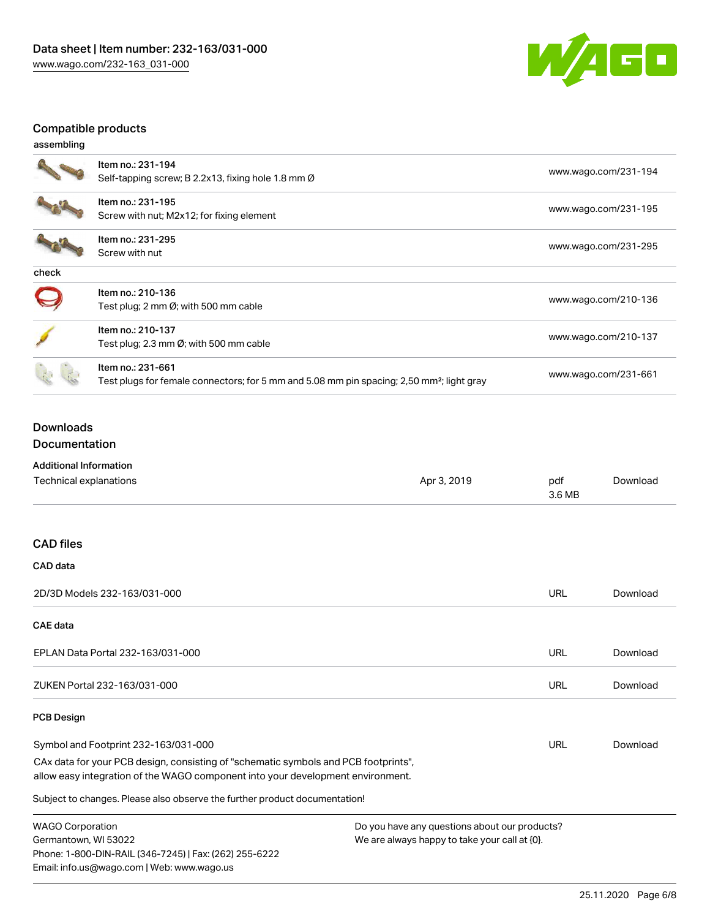## Compatible products

assembling

| | | |
|---|---|---|
| | Item no.: 231-194<br>Self-tapping screw; B 2.2x13, fixing hole 1.8 mm Ø | www.wago.com/231-194 |
| | Item no.: 231-195<br>Screw with nut; M2x12; for fixing element | www.wago.com/231-195 |
| | Item no.: 231-295<br>Screw with nut | www.wago.com/231-295 |

check

| | | |
|---|---|---|
| | Item no.: 210-136<br>Test plug; 2 mm Ø; with 500 mm cable | www.wago.com/210-136 |
| | Item no.: 210-137<br>Test plug; 2.3 mm Ø; with 500 mm cable | www.wago.com/210-137 |
| | Item no.: 231-661<br>Test plugs for female connectors; for 5 mm and 5.08 mm pin spacing; 2,50 mm²; light gray | www.wago.com/231-661 |

## Downloads

### Documentation

**Additional Information**

| | | | |
|---|---|---|---|
| Technical explanations | Apr 3, 2019 | pdf<br>3.6 MB | Download |

### CAD files

**CAD data**

| | | |
|---|---|---|
| 2D/3D Models 232-163/031-000 | URL | Download |

**CAE data**

| | | |
|---|---|---|
| EPLAN Data Portal 232-163/031-000 | URL | Download |
| ZUKEN Portal 232-163/031-000 | URL | Download |

**PCB Design**

| | | |
|---|---|---|
| Symbol and Footprint 232-163/031-000 | URL | Download |

CAx data for your PCB design, consisting of "schematic symbols and PCB footprints", allow easy integration of the WAGO component into your development environment.

Subject to changes. Please also observe the further product documentation!

WAGO Corporation
Germantown, WI 53022
Phone: 1-800-DIN-RAIL (346-7245) | Fax: (262) 255-6222
Email: info.us@wago.com | Web: www.wago.us

Do you have any questions about our products?
We are always happy to take your call at {0}.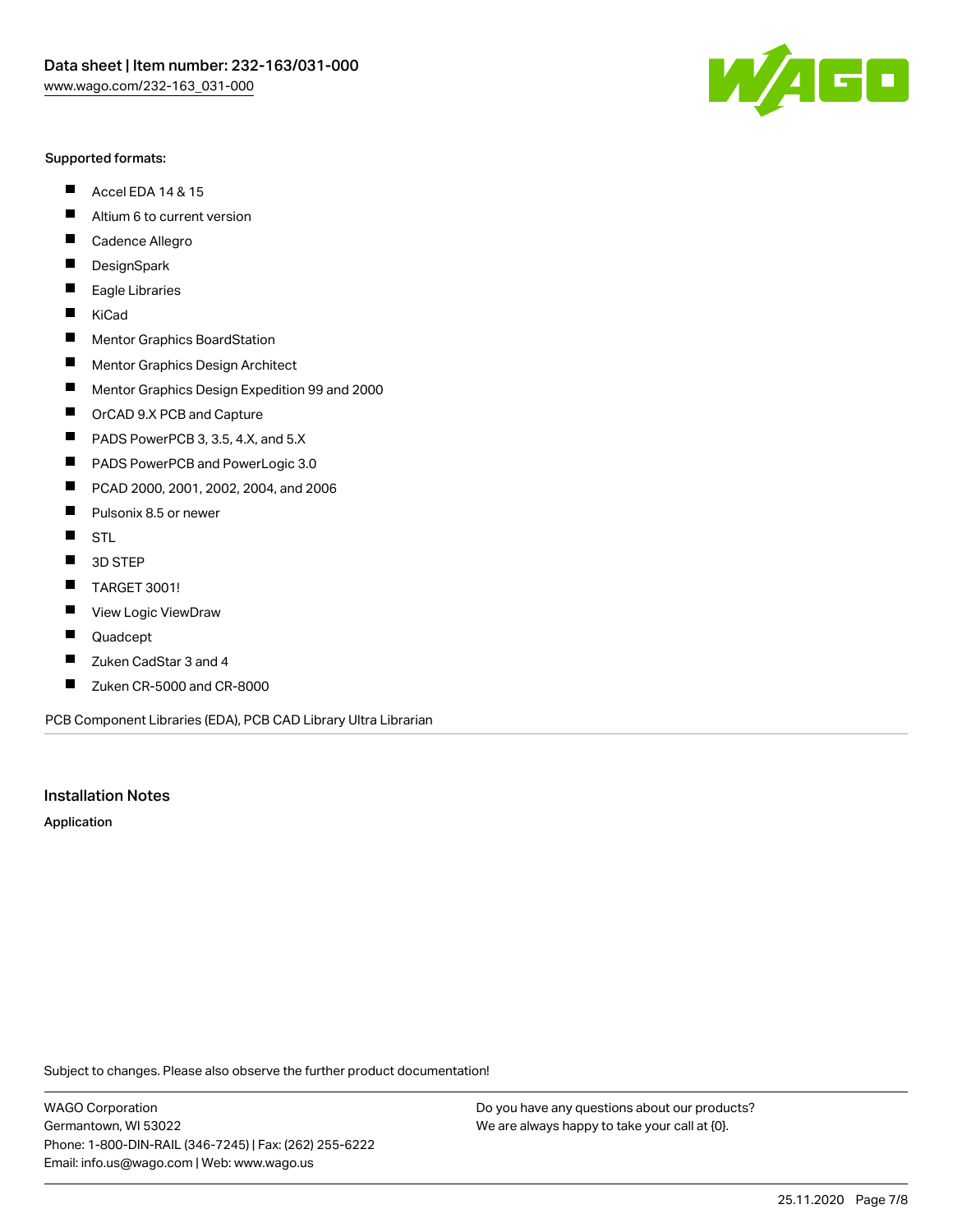Supported formats:

- Accel EDA 14 & 15
- Altium 6 to current version
- Cadence Allegro
- DesignSpark
- Eagle Libraries
- KiCad
- Mentor Graphics BoardStation
- Mentor Graphics Design Architect
- Mentor Graphics Design Expedition 99 and 2000
- OrCAD 9.X PCB and Capture
- PADS PowerPCB 3, 3.5, 4.X, and 5.X
- PADS PowerPCB and PowerLogic 3.0
- PCAD 2000, 2001, 2002, 2004, and 2006
- Pulsonix 8.5 or newer
- STL
- 3D STEP
- TARGET 3001!
- View Logic ViewDraw
- Quadcept
- Zuken CadStar 3 and 4
- Zuken CR-5000 and CR-8000

PCB Component Libraries (EDA), PCB CAD Library Ultra Librarian

## Installation Notes

**Application**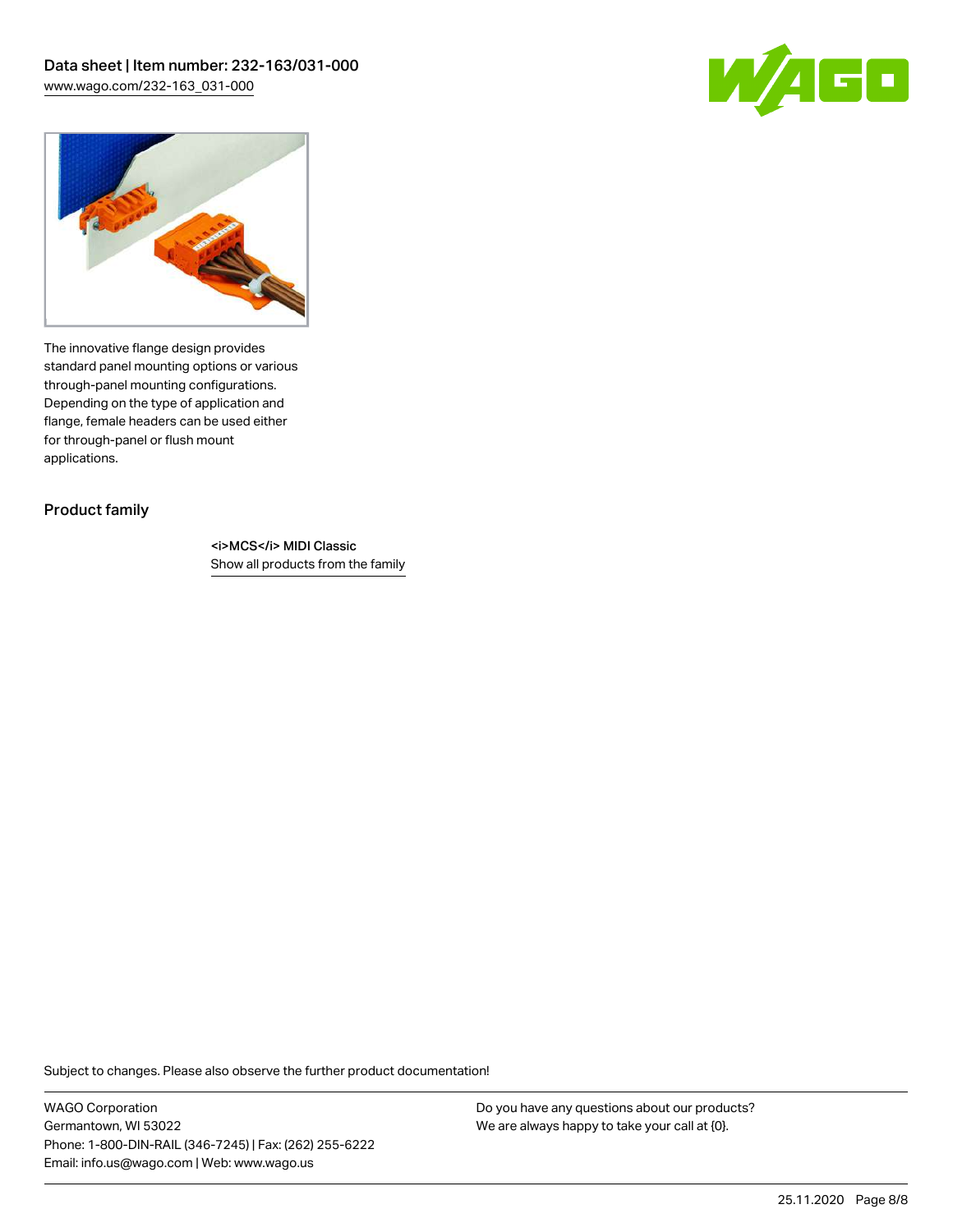The innovative flange design provides standard panel mounting options or various through-panel mounting configurations. Depending on the type of application and flange, female headers can be used either for through-panel or flush mount applications.

## Product family

<i>MCS</i> MIDI Classic
Show all products from the family

Subject to changes. Please also observe the further product documentation!

WAGO Corporation
Germantown, WI 53022
Phone: 1-800-DIN-RAIL (346-7245) | Fax: (262) 255-6222
Email: info.us@wago.com | Web: www.wago.us

Do you have any questions about our products?
We are always happy to take your call at {0}.